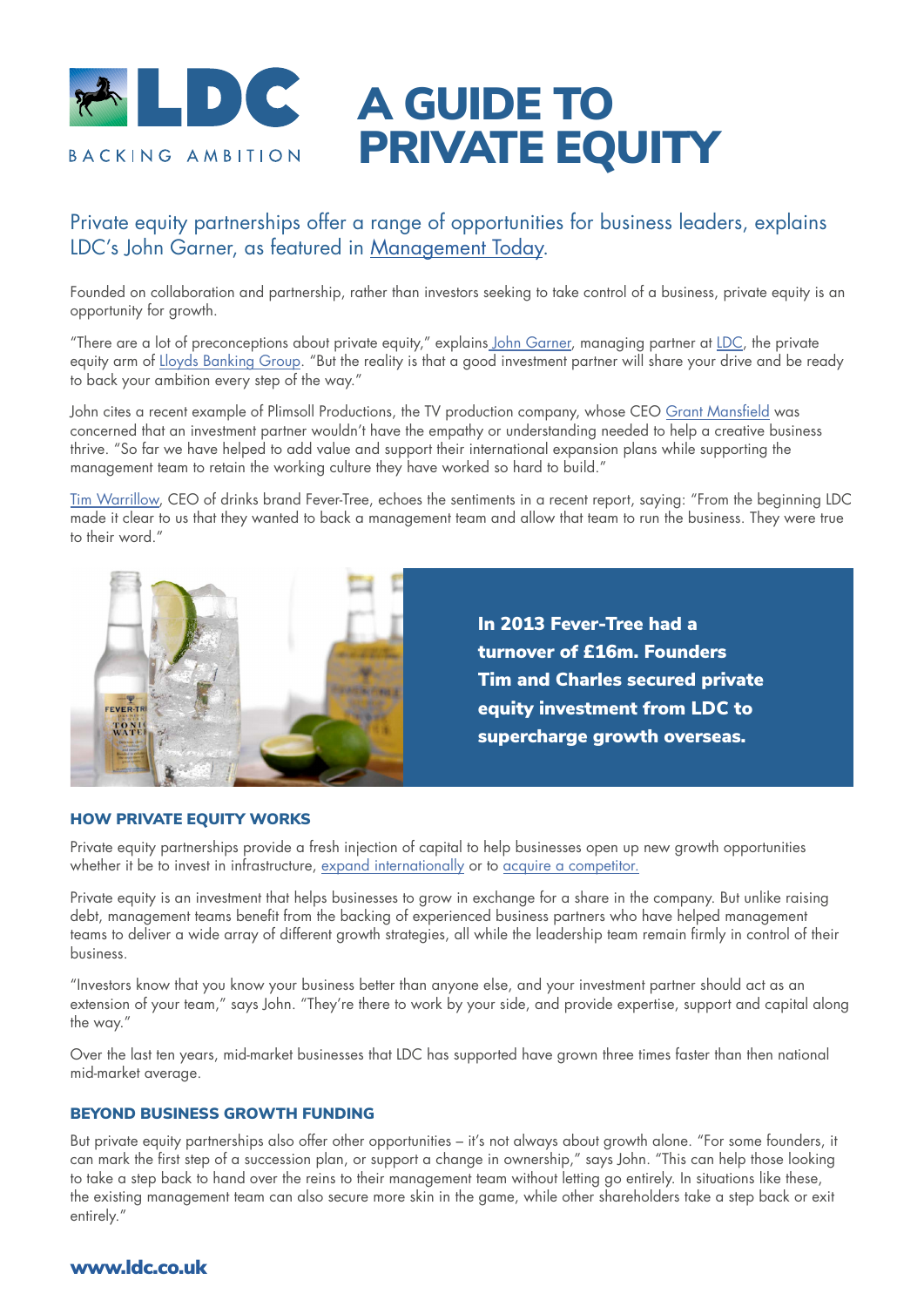# A GUIDE TO PRIVATE EQUITY

LDC
BACKING AMBITION

## Private equity partnerships offer a range of opportunities for business leaders, explains LDC's John Garner, as featured in Management Today.

Founded on collaboration and partnership, rather than investors seeking to take control of a business, private equity is an opportunity for growth.

"There are a lot of preconceptions about private equity," explains John Garner, managing partner at LDC, the private equity arm of Lloyds Banking Group. "But the reality is that a good investment partner will share your drive and be ready to back your ambition every step of the way."

John cites a recent example of Plimsoll Productions, the TV production company, whose CEO Grant Mansfield was concerned that an investment partner wouldn't have the empathy or understanding needed to help a creative business thrive. "So far we have helped to add value and support their international expansion plans while supporting the management team to retain the working culture they have worked so hard to build."

Tim Warrillow, CEO of drinks brand Fever-Tree, echoes the sentiments in a recent report, saying: "From the beginning LDC made it clear to us that they wanted to back a management team and allow that team to run the business. They were true to their word."

**In 2013 Fever-Tree had a turnover of £16m. Founders Tim and Charles secured private equity investment from LDC to supercharge growth overseas.**

### HOW PRIVATE EQUITY WORKS

Private equity partnerships provide a fresh injection of capital to help businesses open up new growth opportunities whether it be to invest in infrastructure, expand internationally or to acquire a competitor.

Private equity is an investment that helps businesses to grow in exchange for a share in the company. But unlike raising debt, management teams benefit from the backing of experienced business partners who have helped management teams to deliver a wide array of different growth strategies, all while the leadership team remain firmly in control of their business.

"Investors know that you know your business better than anyone else, and your investment partner should act as an extension of your team," says John. "They're there to work by your side, and provide expertise, support and capital along the way."

Over the last ten years, mid-market businesses that LDC has supported have grown three times faster than then national mid-market average.

### BEYOND BUSINESS GROWTH FUNDING

But private equity partnerships also offer other opportunities – it's not always about growth alone. "For some founders, it can mark the first step of a succession plan, or support a change in ownership," says John. "This can help those looking to take a step back to hand over the reins to their management team without letting go entirely. In situations like these, the existing management team can also secure more skin in the game, while other shareholders take a step back or exit entirely."

**www.ldc.co.uk**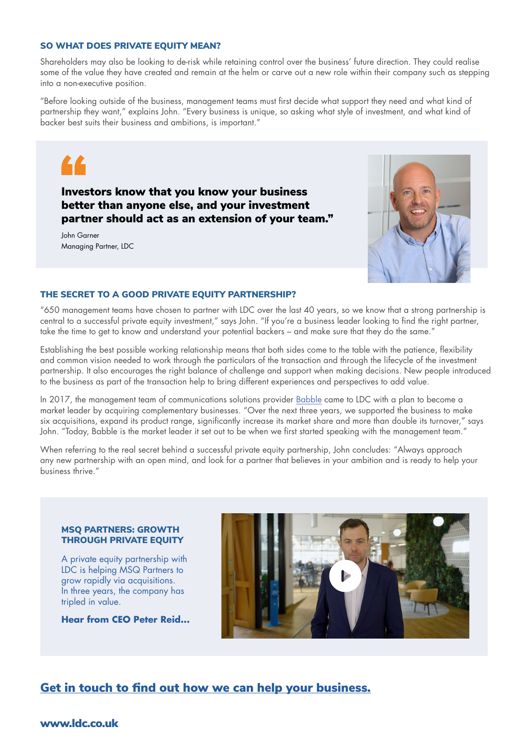## SO WHAT DOES PRIVATE EQUITY MEAN?

Shareholders may also be looking to de-risk while retaining control over the business' future direction. They could realise some of the value they have created and remain at the helm or carve out a new role within their company such as stepping into a non-executive position.

"Before looking outside of the business, management teams must first decide what support they need and what kind of partnership they want," explains John. "Every business is unique, so asking what style of investment, and what kind of backer best suits their business and ambitions, is important."

> **Investors know that you know your business better than anyone else, and your investment partner should act as an extension of your team."**
>
> John Garner
> Managing Partner, LDC

## THE SECRET TO A GOOD PRIVATE EQUITY PARTNERSHIP?

"650 management teams have chosen to partner with LDC over the last 40 years, so we know that a strong partnership is central to a successful private equity investment," says John. "If you're a business leader looking to find the right partner, take the time to get to know and understand your potential backers – and make sure that they do the same."

Establishing the best possible working relationship means that both sides come to the table with the patience, flexibility and common vision needed to work through the particulars of the transaction and through the lifecycle of the investment partnership. It also encourages the right balance of challenge and support when making decisions. New people introduced to the business as part of the transaction help to bring different experiences and perspectives to add value.

In 2017, the management team of communications solutions provider Babble came to LDC with a plan to become a market leader by acquiring complementary businesses. "Over the next three years, we supported the business to make six acquisitions, expand its product range, significantly increase its market share and more than double its turnover," says John. "Today, Babble is the market leader it set out to be when we first started speaking with the management team."

When referring to the real secret behind a successful private equity partnership, John concludes: "Always approach any new partnership with an open mind, and look for a partner that believes in your ambition and is ready to help your business thrive."

### MSQ PARTNERS: GROWTH THROUGH PRIVATE EQUITY

A private equity partnership with LDC is helping MSQ Partners to grow rapidly via acquisitions. In three years, the company has tripled in value.

**Hear from CEO Peter Reid...**

## Get in touch to find out how we can help your business.

**www.ldc.co.uk**